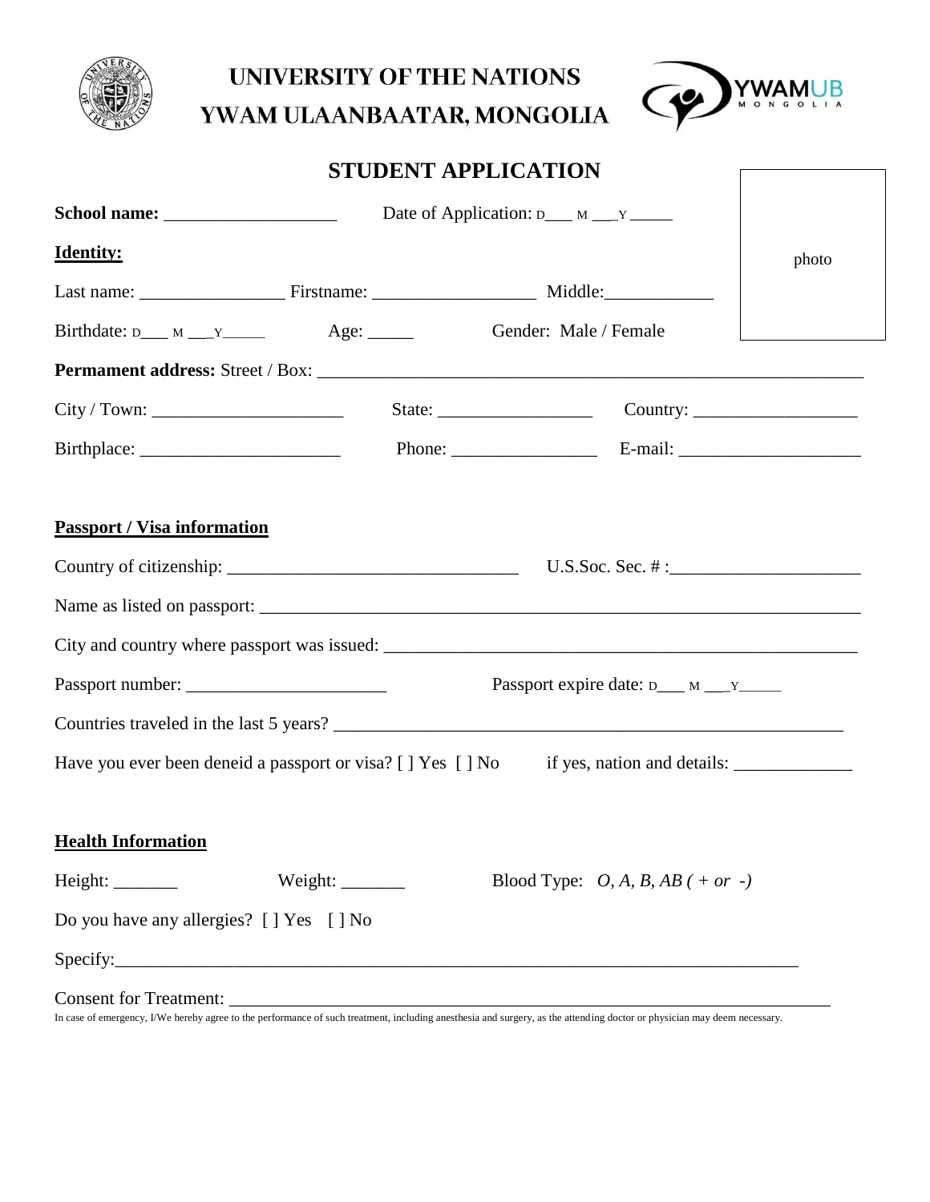# UNIVERSITY OF THE NATIONS
# YWAM ULAANBAATAR, MONGOLIA

YWAMUB MONGOLIA

## STUDENT APPLICATION

photo

**School name:** ___________________ Date of Application: D___ M ___Y _____

**Identity:**

Last name: ________________ Firstname: __________________ Middle:____________

Birthdate: D___ M ___Y_____ Age: _____ Gender: Male / Female

**Permament address:** Street / Box: ____________________________________________________________

City / Town: _____________________ State: _________________ Country: __________________

Birthplace: ______________________ Phone: ________________ E-mail: ____________________

**Passport / Visa information**

Country of citizenship: ________________________________ U.S.Soc. Sec. # :_____________________

Name as listed on passport: _____________________________________________________________________

City and country where passport was issued: ____________________________________________________

Passport number: ______________________ Passport expire date: D___ M ___Y_____

Countries traveled in the last 5 years? _________________________________________________________

Have you ever been deneid a passport or visa? [ ] Yes [ ] No if yes, nation and details: _____________

**Health Information**

Height: _______ Weight: _______ Blood Type: *O, A, B, AB ( + or -)*

Do you have any allergies? [ ] Yes [ ] No

Specify:___________________________________________________________________________

Consent for Treatment: ___________________________________________________________________

In case of emergency, I/We hereby agree to the performance of such treatment, including anesthesia and surgery, as the attending doctor or physician may deem necessary.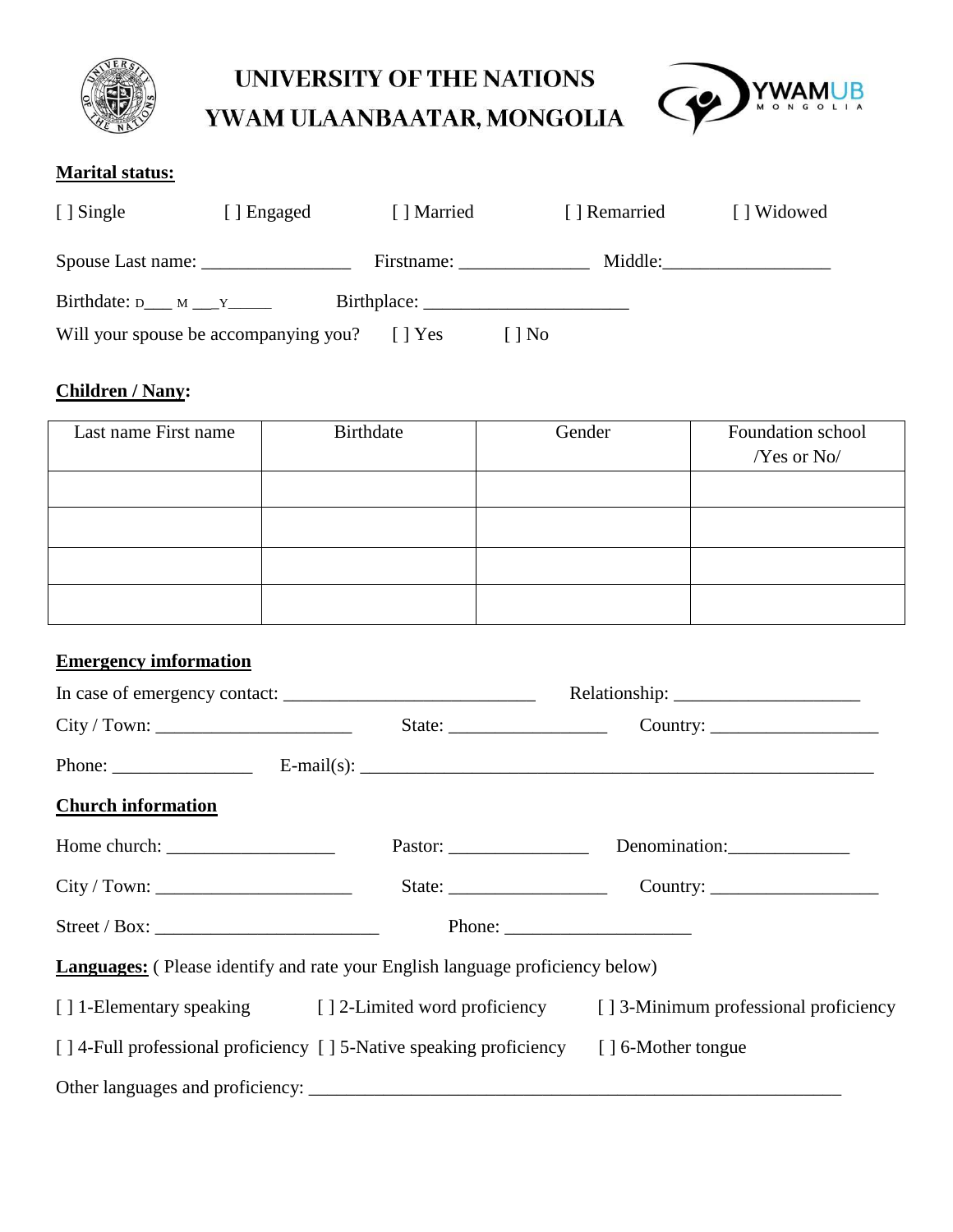# UNIVERSITY OF THE NATIONS
# YWAM ULAANBAATAR, MONGOLIA

**Marital status:**

[ ] Single [ ] Engaged [ ] Married [ ] Remarried [ ] Widowed

Spouse Last name: ________________ Firstname: ______________ Middle:__________________

Birthdate: D___ M ___Y______ Birthplace: ______________________

Will your spouse be accompanying you? [ ] Yes [ ] No

**Children / Nany:**

| Last name First name | Birthdate | Gender | Foundation school /Yes or No/ |
|---|---|---|---|
| | | | |
| | | | |
| | | | |
| | | | |

**Emergency imformation**

In case of emergency contact: ___________________________ Relationship: ____________________

City / Town: _____________________ State: _________________ Country: __________________

Phone: _______________ E-mail(s): ________________________________________________________

**Church information**

Home church: __________________ Pastor: _______________ Denomination:_____________

City / Town: _____________________ State: _________________ Country: __________________

Street / Box: ________________________ Phone: ____________________

**Languages:** ( Please identify and rate your English language proficiency below)

[ ] 1-Elementary speaking [ ] 2-Limited word proficiency [ ] 3-Minimum professional proficiency

[ ] 4-Full professional proficiency [ ] 5-Native speaking proficiency [ ] 6-Mother tongue

Other languages and proficiency: ___________________________________________________________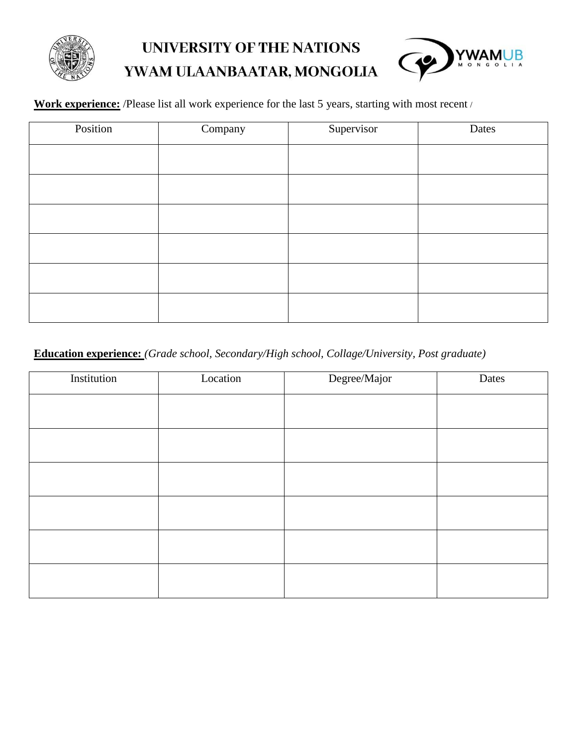# UNIVERSITY OF THE NATIONS
# YWAM ULAANBAATAR, MONGOLIA

**Work experience:** /Please list all work experience for the last 5 years, starting with most recent /

| Position | Company | Supervisor | Dates |
|---|---|---|---|
| | | | |
| | | | |
| | | | |
| | | | |
| | | | |
| | | | |

**Education experience:** *(Grade school, Secondary/High school, Collage/University, Post graduate)*

| Institution | Location | Degree/Major | Dates |
|---|---|---|---|
| | | | |
| | | | |
| | | | |
| | | | |
| | | | |
| | | | |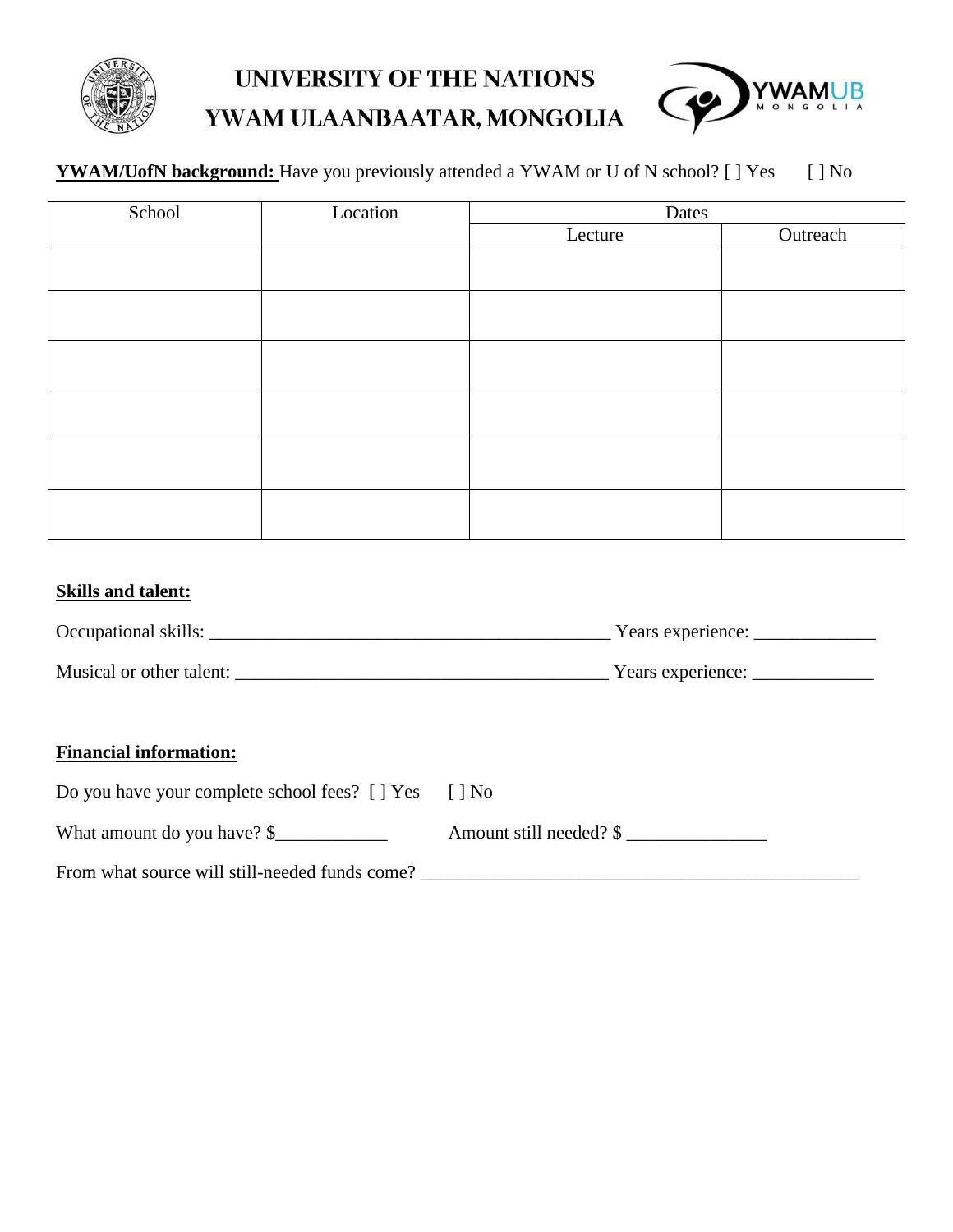# UNIVERSITY OF THE NATIONS
# YWAM ULAANBAATAR, MONGOLIA

**YWAM/UofN background:** Have you previously attended a YWAM or U of N school? [ ] Yes [ ] No

| School | Location | Dates | |
|---|---|---|---|
| | | Lecture | Outreach |
| | | | |
| | | | |
| | | | |
| | | | |
| | | | |
| | | | |

**Skills and talent:**

Occupational skills: ____________________________________________ Years experience: _____________

Musical or other talent: ________________________________________ Years experience: _____________

**Financial information:**

Do you have your complete school fees? [ ] Yes [ ] No

What amount do you have? $____________ Amount still needed? $ _______________

From what source will still-needed funds come? _______________________________________________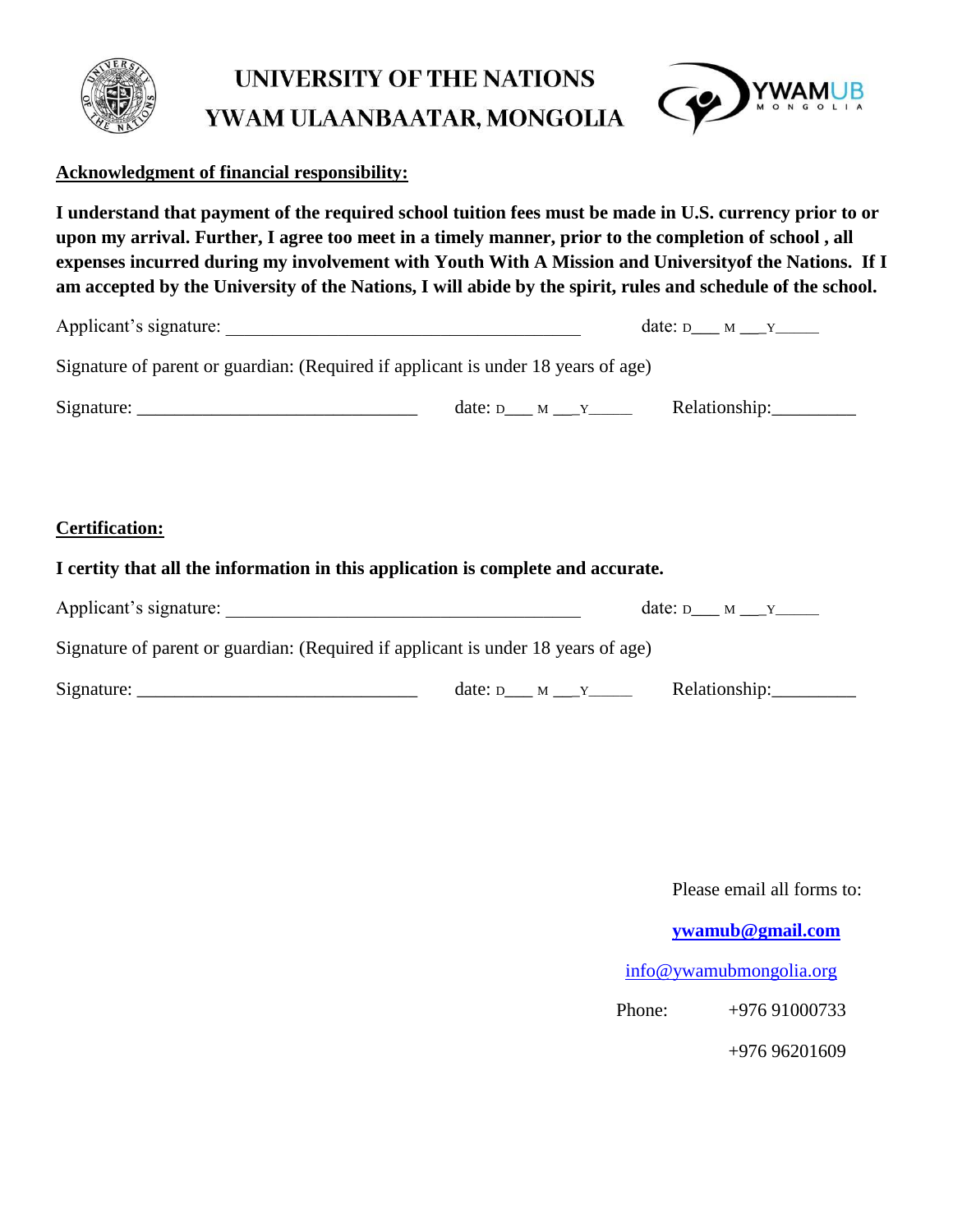# UNIVERSITY OF THE NATIONS
# YWAM ULAANBAATAR, MONGOLIA

YWAMUB
MONGOLIA

**Acknowledgment of financial responsibility:**

**I understand that payment of the required school tuition fees must be made in U.S. currency prior to or upon my arrival. Further, I agree too meet in a timely manner, prior to the completion of school , all expenses incurred during my involvement with Youth With A Mission and Universityof the Nations. If I am accepted by the University of the Nations, I will abide by the spirit, rules and schedule of the school.**

Applicant's signature: ______________________________________ date: D___ M ___Y_____

Signature of parent or guardian: (Required if applicant is under 18 years of age)

Signature: ______________________________ date: D___ M ___Y_____ Relationship:_________

**Certification:**

**I certity that all the information in this application is complete and accurate.**

Applicant's signature: ______________________________________ date: D___ M ___Y_____

Signature of parent or guardian: (Required if applicant is under 18 years of age)

Signature: ______________________________ date: D___ M ___Y_____ Relationship:_________

Please email all forms to:

**ywamub@gmail.com**

info@ywamubmongolia.org

Phone: +976 91000733

+976 96201609